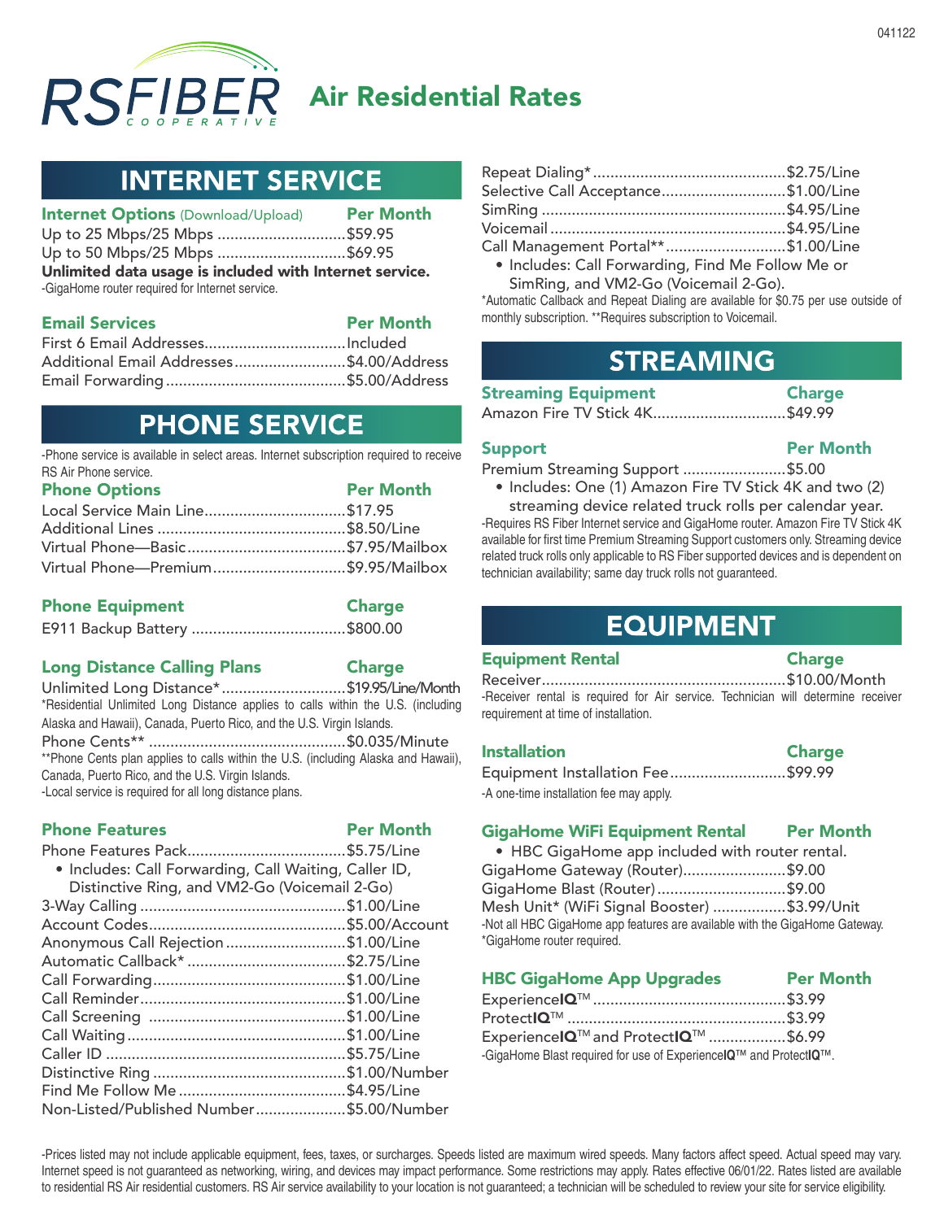041122

# RSFIBER COOPERATIVE Air Residential Rates

## INTERNET SERVICE

| Internet Options (Download/Upload) | Per Month |
| --- | --- |
| Up to 25 Mbps/25 Mbps | $59.95 |
| Up to 50 Mbps/25 Mbps | $69.95 |

**Unlimited data usage is included with Internet service.**

-GigaHome router required for Internet service.

| Email Services | Per Month |
| --- | --- |
| First 6 Email Addresses | Included |
| Additional Email Addresses | $4.00/Address |
| Email Forwarding | $5.00/Address |

## PHONE SERVICE

-Phone service is available in select areas. Internet subscription required to receive RS Air Phone service.

| Phone Options | Per Month |
| --- | --- |
| Local Service Main Line | $17.95 |
| Additional Lines | $8.50/Line |
| Virtual Phone—Basic | $7.95/Mailbox |
| Virtual Phone—Premium | $9.95/Mailbox |

| Phone Equipment | Charge |
| --- | --- |
| E911 Backup Battery | $800.00 |

| Long Distance Calling Plans | Charge |
| --- | --- |
| Unlimited Long Distance* | $19.95/Line/Month |

*Residential Unlimited Long Distance applies to calls within the U.S. (including Alaska and Hawaii), Canada, Puerto Rico, and the U.S. Virgin Islands.

| | |
| --- | --- |
| Phone Cents** | $0.035/Minute |

**Phone Cents plan applies to calls within the U.S. (including Alaska and Hawaii), Canada, Puerto Rico, and the U.S. Virgin Islands.

-Local service is required for all long distance plans.

| Phone Features | Per Month |
| --- | --- |
| Phone Features Pack | $5.75/Line |
| • Includes: Call Forwarding, Call Waiting, Caller ID, Distinctive Ring, and VM2-Go (Voicemail 2-Go) | |
| 3-Way Calling | $1.00/Line |
| Account Codes | $5.00/Account |
| Anonymous Call Rejection | $1.00/Line |
| Automatic Callback* | $2.75/Line |
| Call Forwarding | $1.00/Line |
| Call Reminder | $1.00/Line |
| Call Screening | $1.00/Line |
| Call Waiting | $1.00/Line |
| Caller ID | $5.75/Line |
| Distinctive Ring | $1.00/Number |
| Find Me Follow Me | $4.95/Line |
| Non-Listed/Published Number | $5.00/Number |
| Repeat Dialing* | $2.75/Line |
| Selective Call Acceptance | $1.00/Line |
| SimRing | $4.95/Line |
| Voicemail | $4.95/Line |
| Call Management Portal** | $1.00/Line |
| • Includes: Call Forwarding, Find Me Follow Me or SimRing, and VM2-Go (Voicemail 2-Go). | |

*Automatic Callback and Repeat Dialing are available for $0.75 per use outside of monthly subscription. **Requires subscription to Voicemail.

## STREAMING

| Streaming Equipment | Charge |
| --- | --- |
| Amazon Fire TV Stick 4K | $49.99 |

| Support | Per Month |
| --- | --- |
| Premium Streaming Support | $5.00 |
| • Includes: One (1) Amazon Fire TV Stick 4K and two (2) streaming device related truck rolls per calendar year. | |

-Requires RS Fiber Internet service and GigaHome router. Amazon Fire TV Stick 4K available for first time Premium Streaming Support customers only. Streaming device related truck rolls only applicable to RS Fiber supported devices and is dependent on technician availability; same day truck rolls not guaranteed.

## EQUIPMENT

| Equipment Rental | Charge |
| --- | --- |
| Receiver | $10.00/Month |

-Receiver rental is required for Air service. Technician will determine receiver requirement at time of installation.

| Installation | Charge |
| --- | --- |
| Equipment Installation Fee | $99.99 |

-A one-time installation fee may apply.

| GigaHome WiFi Equipment Rental | Per Month |
| --- | --- |
| • HBC GigaHome app included with router rental. | |
| GigaHome Gateway (Router) | $9.00 |
| GigaHome Blast (Router) | $9.00 |
| Mesh Unit* (WiFi Signal Booster) | $3.99/Unit |

-Not all HBC GigaHome app features are available with the GigaHome Gateway.
*GigaHome router required.

| HBC GigaHome App Upgrades | Per Month |
| --- | --- |
| Experience**IQ**™ | $3.99 |
| Protect**IQ**™ | $3.99 |
| Experience**IQ**™ and Protect**IQ**™ | $6.99 |

-GigaHome Blast required for use of Experience**IQ**™ and Protect**IQ**™.

-Prices listed may not include applicable equipment, fees, taxes, or surcharges. Speeds listed are maximum wired speeds. Many factors affect speed. Actual speed may vary. Internet speed is not guaranteed as networking, wiring, and devices may impact performance. Some restrictions may apply. Rates effective 06/01/22. Rates listed are available to residential RS Air residential customers. RS Air service availability to your location is not guaranteed; a technician will be scheduled to review your site for service eligibility.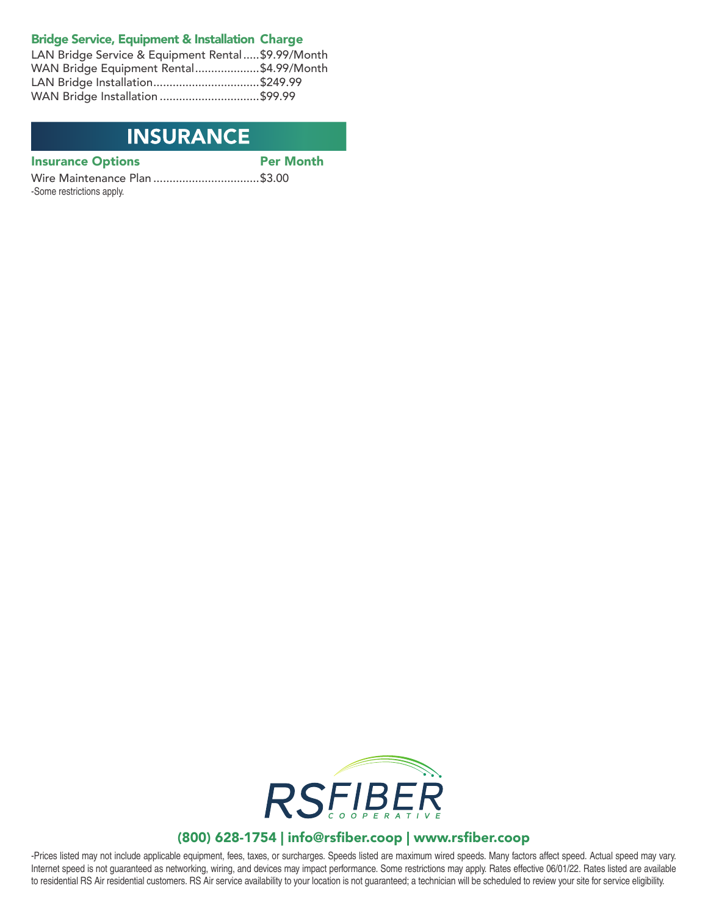| Bridge Service, Equipment & Installation | Charge |
| --- | --- |
| LAN Bridge Service & Equipment Rental | $9.99/Month |
| WAN Bridge Equipment Rental | $4.99/Month |
| LAN Bridge Installation | $249.99 |
| WAN Bridge Installation | $99.99 |

## INSURANCE

| Insurance Options | Per Month |
| --- | --- |
| Wire Maintenance Plan | $3.00 |

-Some restrictions apply.

RSFIBER COOPERATIVE

(800) 628-1754 | info@rsfiber.coop | www.rsfiber.coop

-Prices listed may not include applicable equipment, fees, taxes, or surcharges. Speeds listed are maximum wired speeds. Many factors affect speed. Actual speed may vary. Internet speed is not guaranteed as networking, wiring, and devices may impact performance. Some restrictions may apply. Rates effective 06/01/22. Rates listed are available to residential RS Air residential customers. RS Air service availability to your location is not guaranteed; a technician will be scheduled to review your site for service eligibility.